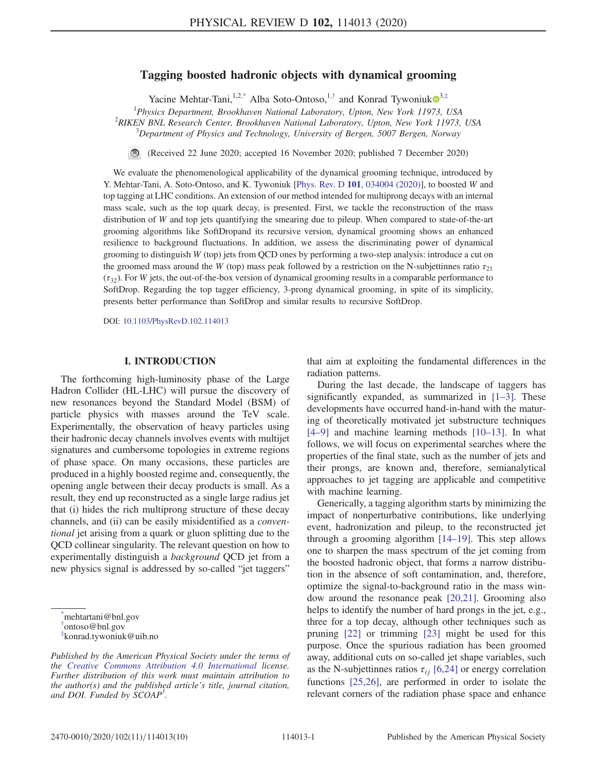# Tagging boosted hadronic objects with dynamical grooming

Yacine Mehtar-Tani,[1,2,*] Alba Soto-Ontoso,[1,†] and Konrad Tywoniuk[3,‡]

[1]Physics Department, Brookhaven National Laboratory, Upton, New York 11973, USA
[2]RIKEN BNL Research Center, Brookhaven National Laboratory, Upton, New York 11973, USA
[3]Department of Physics and Technology, University of Bergen, 5007 Bergen, Norway

(Received 22 June 2020; accepted 16 November 2020; published 7 December 2020)

We evaluate the phenomenological applicability of the dynamical grooming technique, introduced by Y. Mehtar-Tani, A. Soto-Ontoso, and K. Tywoniuk [Phys. Rev. D **101**, 034004 (2020)], to boosted $W$ and top tagging at LHC conditions. An extension of our method intended for multiprong decays with an internal mass scale, such as the top quark decay, is presented. First, we tackle the reconstruction of the mass distribution of $W$ and top jets quantifying the smearing due to pileup. When compared to state-of-the-art grooming algorithms like SoftDropand its recursive version, dynamical grooming shows an enhanced resilience to background fluctuations. In addition, we assess the discriminating power of dynamical grooming to distinguish $W$ (top) jets from QCD ones by performing a two-step analysis: introduce a cut on the groomed mass around the $W$ (top) mass peak followed by a restriction on the N-subjettinnes ratio $\tau_{21}$ ($\tau_{32}$). For $W$ jets, the out-of-the-box version of dynamical grooming results in a comparable performance to SoftDrop. Regarding the top tagger efficiency, 3-prong dynamical grooming, in spite of its simplicity, presents better performance than SoftDrop and similar results to recursive SoftDrop.

DOI: 10.1103/PhysRevD.102.114013

## I. INTRODUCTION

The forthcoming high-luminosity phase of the Large Hadron Collider (HL-LHC) will pursue the discovery of new resonances beyond the Standard Model (BSM) of particle physics with masses around the TeV scale. Experimentally, the observation of heavy particles using their hadronic decay channels involves events with multijet signatures and cumbersome topologies in extreme regions of phase space. On many occasions, these particles are produced in a highly boosted regime and, consequently, the opening angle between their decay products is small. As a result, they end up reconstructed as a single large radius jet that (i) hides the rich multiprong structure of these decay channels, and (ii) can be easily misidentified as a *conventional* jet arising from a quark or gluon splitting due to the QCD collinear singularity. The relevant question on how to experimentally distinguish a *background* QCD jet from a new physics signal is addressed by so-called "jet taggers" that aim at exploiting the fundamental differences in the radiation patterns.

During the last decade, the landscape of taggers has significantly expanded, as summarized in [1–3]. These developments have occurred hand-in-hand with the maturing of theoretically motivated jet substructure techniques [4–9] and machine learning methods [10–13]. In what follows, we will focus on experimental searches where the properties of the final state, such as the number of jets and their prongs, are known and, therefore, semianalytical approaches to jet tagging are applicable and competitive with machine learning.

Generically, a tagging algorithm starts by minimizing the impact of nonperturbative contributions, like underlying event, hadronization and pileup, to the reconstructed jet through a grooming algorithm [14–19]. This step allows one to sharpen the mass spectrum of the jet coming from the boosted hadronic object, that forms a narrow distribution in the absence of soft contamination, and, therefore, optimize the signal-to-background ratio in the mass window around the resonance peak [20,21]. Grooming also helps to identify the number of hard prongs in the jet, e.g., three for a top decay, although other techniques such as pruning [22] or trimming [23] might be used for this purpose. Once the spurious radiation has been groomed away, additional cuts on so-called jet shape variables, such as the N-subjettinnes ratios $\tau_{ij}$ [6,24] or energy correlation functions [25,26], are performed in order to isolate the relevant corners of the radiation phase space and enhance

---

*mehtartani@bnl.gov
†ontoso@bnl.gov
‡konrad.tywoniuk@uib.no

*Published by the American Physical Society under the terms of the Creative Commons Attribution 4.0 International license. Further distribution of this work must maintain attribution to the author(s) and the published article's title, journal citation, and DOI. Funded by SCOAP³.*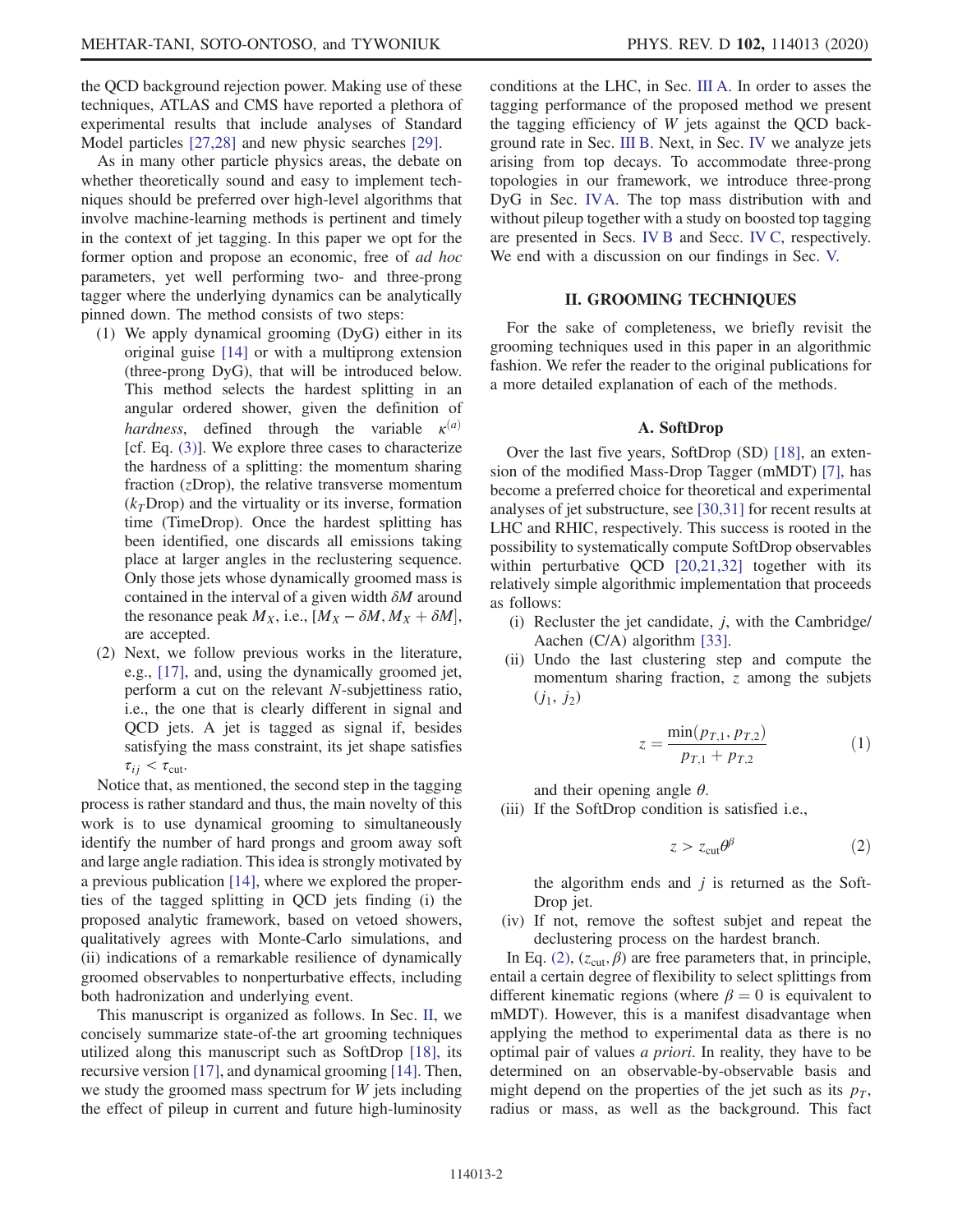the QCD background rejection power. Making use of these techniques, ATLAS and CMS have reported a plethora of experimental results that include analyses of Standard Model particles [27,28] and new physic searches [29].

As in many other particle physics areas, the debate on whether theoretically sound and easy to implement techniques should be preferred over high-level algorithms that involve machine-learning methods is pertinent and timely in the context of jet tagging. In this paper we opt for the former option and propose an economic, free of *ad hoc* parameters, yet well performing two- and three-prong tagger where the underlying dynamics can be analytically pinned down. The method consists of two steps:

(1) We apply dynamical grooming (DyG) either in its original guise [14] or with a multiprong extension (three-prong DyG), that will be introduced below. This method selects the hardest splitting in an angular ordered shower, given the definition of *hardness*, defined through the variable $\kappa^{(a)}$ [cf. Eq. (3)]. We explore three cases to characterize the hardness of a splitting: the momentum sharing fraction ($z$Drop), the relative transverse momentum ($k_T$Drop) and the virtuality or its inverse, formation time (TimeDrop). Once the hardest splitting has been identified, one discards all emissions taking place at larger angles in the reclustering sequence. Only those jets whose dynamically groomed mass is contained in the interval of a given width $\delta M$ around the resonance peak $M_X$, i.e., $[M_X - \delta M, M_X + \delta M]$, are accepted.

(2) Next, we follow previous works in the literature, e.g., [17], and, using the dynamically groomed jet, perform a cut on the relevant $N$-subjettiness ratio, i.e., the one that is clearly different in signal and QCD jets. A jet is tagged as signal if, besides satisfying the mass constraint, its jet shape satisfies $\tau_{ij} < \tau_{\rm cut}$.

Notice that, as mentioned, the second step in the tagging process is rather standard and thus, the main novelty of this work is to use dynamical grooming to simultaneously identify the number of hard prongs and groom away soft and large angle radiation. This idea is strongly motivated by a previous publication [14], where we explored the properties of the tagged splitting in QCD jets finding (i) the proposed analytic framework, based on vetoed showers, qualitatively agrees with Monte-Carlo simulations, and (ii) indications of a remarkable resilience of dynamically groomed observables to nonperturbative effects, including both hadronization and underlying event.

This manuscript is organized as follows. In Sec. II, we concisely summarize state-of-the art grooming techniques utilized along this manuscript such as SoftDrop [18], its recursive version [17], and dynamical grooming [14]. Then, we study the groomed mass spectrum for $W$ jets including the effect of pileup in current and future high-luminosity conditions at the LHC, in Sec. III A. In order to asses the tagging performance of the proposed method we present the tagging efficiency of $W$ jets against the QCD background rate in Sec. III B. Next, in Sec. IV we analyze jets arising from top decays. To accommodate three-prong topologies in our framework, we introduce three-prong DyG in Sec. IV A. The top mass distribution with and without pileup together with a study on boosted top tagging are presented in Secs. IV B and Secc. IV C, respectively. We end with a discussion on our findings in Sec. V.

## II. GROOMING TECHNIQUES

For the sake of completeness, we briefly revisit the grooming techniques used in this paper in an algorithmic fashion. We refer the reader to the original publications for a more detailed explanation of each of the methods.

### A. SoftDrop

Over the last five years, SoftDrop (SD) [18], an extension of the modified Mass-Drop Tagger (mMDT) [7], has become a preferred choice for theoretical and experimental analyses of jet substructure, see [30,31] for recent results at LHC and RHIC, respectively. This success is rooted in the possibility to systematically compute SoftDrop observables within perturbative QCD [20,21,32] together with its relatively simple algorithmic implementation that proceeds as follows:

(i) Recluster the jet candidate, $j$, with the Cambridge/Aachen (C/A) algorithm [33].

(ii) Undo the last clustering step and compute the momentum sharing fraction, $z$ among the subjets $(j_1, j_2)$

$$z = \frac{\min(p_{T,1}, p_{T,2})}{p_{T,1} + p_{T,2}} \tag{1}$$

and their opening angle $\theta$.

(iii) If the SoftDrop condition is satisfied i.e.,

$$z > z_{\rm cut}\theta^{\beta} \tag{2}$$

the algorithm ends and $j$ is returned as the SoftDrop jet.

(iv) If not, remove the softest subjet and repeat the declustering process on the hardest branch.

In Eq. (2), $(z_{\rm cut}, \beta)$ are free parameters that, in principle, entail a certain degree of flexibility to select splittings from different kinematic regions (where $\beta = 0$ is equivalent to mMDT). However, this is a manifest disadvantage when applying the method to experimental data as there is no optimal pair of values *a priori*. In reality, they have to be determined on an observable-by-observable basis and might depend on the properties of the jet such as its $p_T$, radius or mass, as well as the background. This fact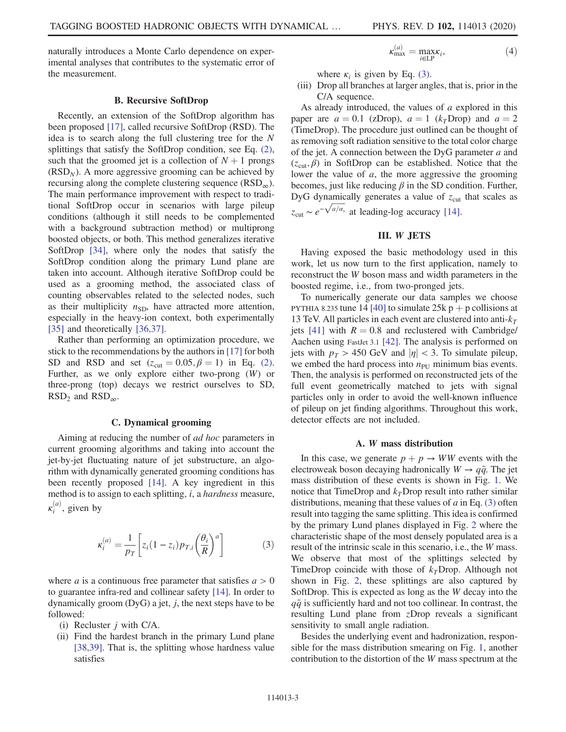naturally introduces a Monte Carlo dependence on experimental analyses that contributes to the systematic error of the measurement.

### B. Recursive SoftDrop

Recently, an extension of the SoftDrop algorithm has been proposed [17], called recursive SoftDrop (RSD). The idea is to search along the full clustering tree for the $N$ splittings that satisfy the SoftDrop condition, see Eq. (2), such that the groomed jet is a collection of $N+1$ prongs ($\mathrm{RSD}_N$). A more aggressive grooming can be achieved by recursing along the complete clustering sequence ($\mathrm{RSD}_\infty$). The main performance improvement with respect to traditional SoftDrop occur in scenarios with large pileup conditions (although it still needs to be complemented with a background subtraction method) or multiprong boosted objects, or both. This method generalizes iterative SoftDrop [34], where only the nodes that satisfy the SoftDrop condition along the primary Lund plane are taken into account. Although iterative SoftDrop could be used as a grooming method, the associated class of counting observables related to the selected nodes, such as their multiplicity $n_{\mathrm{SD}}$, have attracted more attention, especially in the heavy-ion context, both experimentally [35] and theoretically [36,37].

Rather than performing an optimization procedure, we stick to the recommendations by the authors in [17] for both SD and RSD and set $(z_{\mathrm{cut}}=0.05, \beta=1)$ in Eq. (2). Further, as we only explore either two-prong ($W$) or three-prong (top) decays we restrict ourselves to SD, $\mathrm{RSD}_2$ and $\mathrm{RSD}_\infty$.

### C. Dynamical grooming

Aiming at reducing the number of *ad hoc* parameters in current grooming algorithms and taking into account the jet-by-jet fluctuating nature of jet substructure, an algorithm with dynamically generated grooming conditions has been recently proposed [14]. A key ingredient in this method is to assign to each splitting, $i$, a *hardness* measure, $\kappa_i^{(a)}$, given by

$$\kappa_i^{(a)} = \frac{1}{p_T}\left[z_i(1-z_i)p_{T,i}\left(\frac{\theta_i}{R}\right)^a\right] \tag{3}$$

where $a$ is a continuous free parameter that satisfies $a>0$ to guarantee infra-red and collinear safety [14]. In order to dynamically groom (DyG) a jet, $j$, the next steps have to be followed:

(i) Recluster $j$ with C/A.

(ii) Find the hardest branch in the primary Lund plane [38,39]. That is, the splitting whose hardness value satisfies

$$\kappa_{\max}^{(a)} = \max_{i\in \mathrm{LP}} \kappa_i, \tag{4}$$

where $\kappa_i$ is given by Eq. (3).

(iii) Drop all branches at larger angles, that is, prior in the C/A sequence.

As already introduced, the values of $a$ explored in this paper are $a=0.1$ (zDrop), $a=1$ ($k_T$Drop) and $a=2$ (TimeDrop). The procedure just outlined can be thought of as removing soft radiation sensitive to the total color charge of the jet. A connection between the DyG parameter $a$ and $(z_{\mathrm{cut}}, \beta)$ in SoftDrop can be established. Notice that the lower the value of $a$, the more aggressive the grooming becomes, just like reducing $\beta$ in the SD condition. Further, DyG dynamically generates a value of $z_{\mathrm{cut}}$ that scales as $z_{\mathrm{cut}} \sim e^{-\sqrt{a/\alpha_s}}$ at leading-log accuracy [14].

## III. W JETS

Having exposed the basic methodology used in this work, let us now turn to the first application, namely to reconstruct the $W$ boson mass and width parameters in the boosted regime, i.e., from two-pronged jets.

To numerically generate our data samples we choose PYTHIA 8.235 tune 14 [40] to simulate 25k p + p collisions at 13 TeV. All particles in each event are clustered into anti-$k_T$ jets [41] with $R=0.8$ and reclustered with Cambridge/Aachen using FastJet 3.1 [42]. The analysis is performed on jets with $p_T > 450$ GeV and $|\eta| < 3$. To simulate pileup, we embed the hard process into $n_{\mathrm{PU}}$ minimum bias events. Then, the analysis is performed on reconstructed jets of the full event geometrically matched to jets with signal particles only in order to avoid the well-known influence of pileup on jet finding algorithms. Throughout this work, detector effects are not included.

### A. W mass distribution

In this case, we generate $p + p \to WW$ events with the electroweak boson decaying hadronically $W \to q\bar{q}$. The jet mass distribution of these events is shown in Fig. 1. We notice that TimeDrop and $k_T$Drop result into rather similar distributions, meaning that these values of $a$ in Eq. (3) often result into tagging the same splitting. This idea is confirmed by the primary Lund planes displayed in Fig. 2 where the characteristic shape of the most densely populated area is a result of the intrinsic scale in this scenario, i.e., the $W$ mass. We observe that most of the splittings selected by TimeDrop coincide with those of $k_T$Drop. Although not shown in Fig. 2, these splittings are also captured by SoftDrop. This is expected as long as the $W$ decay into the $q\bar{q}$ is sufficiently hard and not too collinear. In contrast, the resulting Lund plane from $z$Drop reveals a significant sensitivity to small angle radiation.

Besides the underlying event and hadronization, responsible for the mass distribution smearing on Fig. 1, another contribution to the distortion of the $W$ mass spectrum at the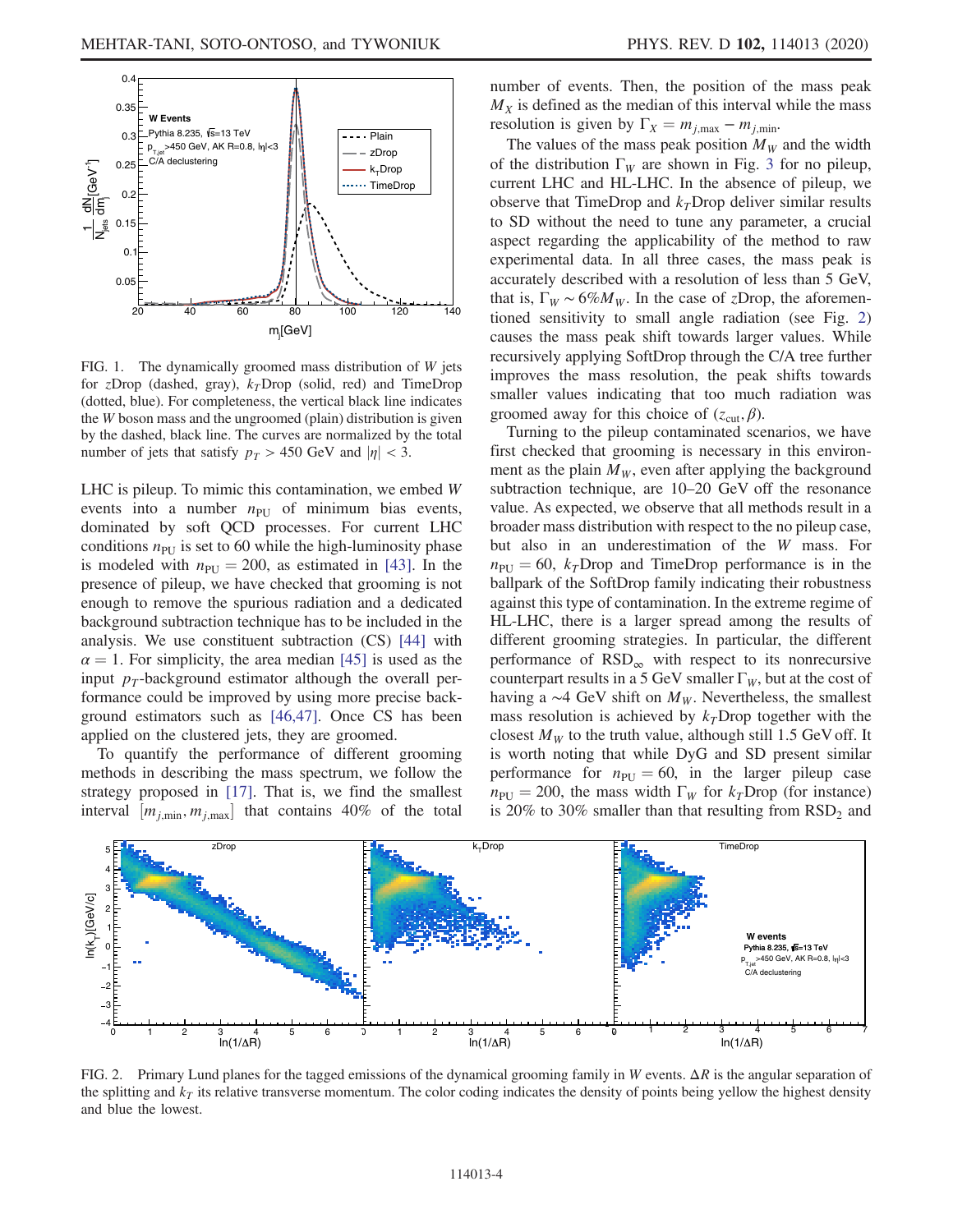W Events
Pythia 8.235, $\sqrt{s}$=13 TeV
$p_{T,jet}$>450 GeV, AK R=0.8, $|\eta|$<3
C/A declustering

Plain
zDrop
$k_T$Drop
TimeDrop

$\frac{1}{N_{jets}}\frac{dN}{dm_j}$[GeV$^{-1}$]

$m_j$[GeV]

FIG. 1. The dynamically groomed mass distribution of $W$ jets for $z$Drop (dashed, gray), $k_T$Drop (solid, red) and TimeDrop (dotted, blue). For completeness, the vertical black line indicates the $W$ boson mass and the ungroomed (plain) distribution is given by the dashed, black line. The curves are normalized by the total number of jets that satisfy $p_T > 450$ GeV and $|\eta| < 3$.

LHC is pileup. To mimic this contamination, we embed $W$ events into a number $n_{\rm PU}$ of minimum bias events, dominated by soft QCD processes. For current LHC conditions $n_{\rm PU}$ is set to 60 while the high-luminosity phase is modeled with $n_{\rm PU} = 200$, as estimated in [43]. In the presence of pileup, we have checked that grooming is not enough to remove the spurious radiation and a dedicated background subtraction technique has to be included in the analysis. We use constituent subtraction (CS) [44] with $\alpha = 1$. For simplicity, the area median [45] is used as the input $p_T$-background estimator although the overall performance could be improved by using more precise background estimators such as [46,47]. Once CS has been applied on the clustered jets, they are groomed.

To quantify the performance of different grooming methods in describing the mass spectrum, we follow the strategy proposed in [17]. That is, we find the smallest interval $[m_{j,\rm min}, m_{j,\rm max}]$ that contains 40% of the total number of events. Then, the position of the mass peak $M_X$ is defined as the median of this interval while the mass resolution is given by $\Gamma_X = m_{j,\rm max} - m_{j,\rm min}$.

The values of the mass peak position $M_W$ and the width of the distribution $\Gamma_W$ are shown in Fig. 3 for no pileup, current LHC and HL-LHC. In the absence of pileup, we observe that TimeDrop and $k_T$Drop deliver similar results to SD without the need to tune any parameter, a crucial aspect regarding the applicability of the method to raw experimental data. In all three cases, the mass peak is accurately described with a resolution of less than 5 GeV, that is, $\Gamma_W \sim 6\% M_W$. In the case of $z$Drop, the aforementioned sensitivity to small angle radiation (see Fig. 2) causes the mass peak shift towards larger values. While recursively applying SoftDrop through the C/A tree further improves the mass resolution, the peak shifts towards smaller values indicating that too much radiation was groomed away for this choice of $(z_{\rm cut}, \beta)$.

Turning to the pileup contaminated scenarios, we have first checked that grooming is necessary in this environment as the plain $M_W$, even after applying the background subtraction technique, are 10–20 GeV off the resonance value. As expected, we observe that all methods result in a broader mass distribution with respect to the no pileup case, but also in an underestimation of the $W$ mass. For $n_{\rm PU} = 60$, $k_T$Drop and TimeDrop performance is in the ballpark of the SoftDrop family indicating their robustness against this type of contamination. In the extreme regime of HL-LHC, there is a larger spread among the results of different grooming strategies. In particular, the different performance of RSD$_\infty$ with respect to its nonrecursive counterpart results in a 5 GeV smaller $\Gamma_W$, but at the cost of having a $\sim$4 GeV shift on $M_W$. Nevertheless, the smallest mass resolution is achieved by $k_T$Drop together with the closest $M_W$ to the truth value, although still 1.5 GeV off. It is worth noting that while DyG and SD present similar performance for $n_{\rm PU} = 60$, in the larger pileup case $n_{\rm PU} = 200$, the mass width $\Gamma_W$ for $k_T$Drop (for instance) is 20% to 30% smaller than that resulting from RSD$_2$ and

zDrop
$k_T$Drop
TimeDrop
W events
Pythia 8.235, $\sqrt{s}$=13 TeV
$p_{T,jet}$>450 GeV, AK R=0.8, $|\eta|$<3
C/A declustering

$\ln(k_T)$[GeV/c]

$\ln(1/\Delta R)$

FIG. 2. Primary Lund planes for the tagged emissions of the dynamical grooming family in $W$ events. $\Delta R$ is the angular separation of the splitting and $k_T$ its relative transverse momentum. The color coding indicates the density of points being yellow the highest density and blue the lowest.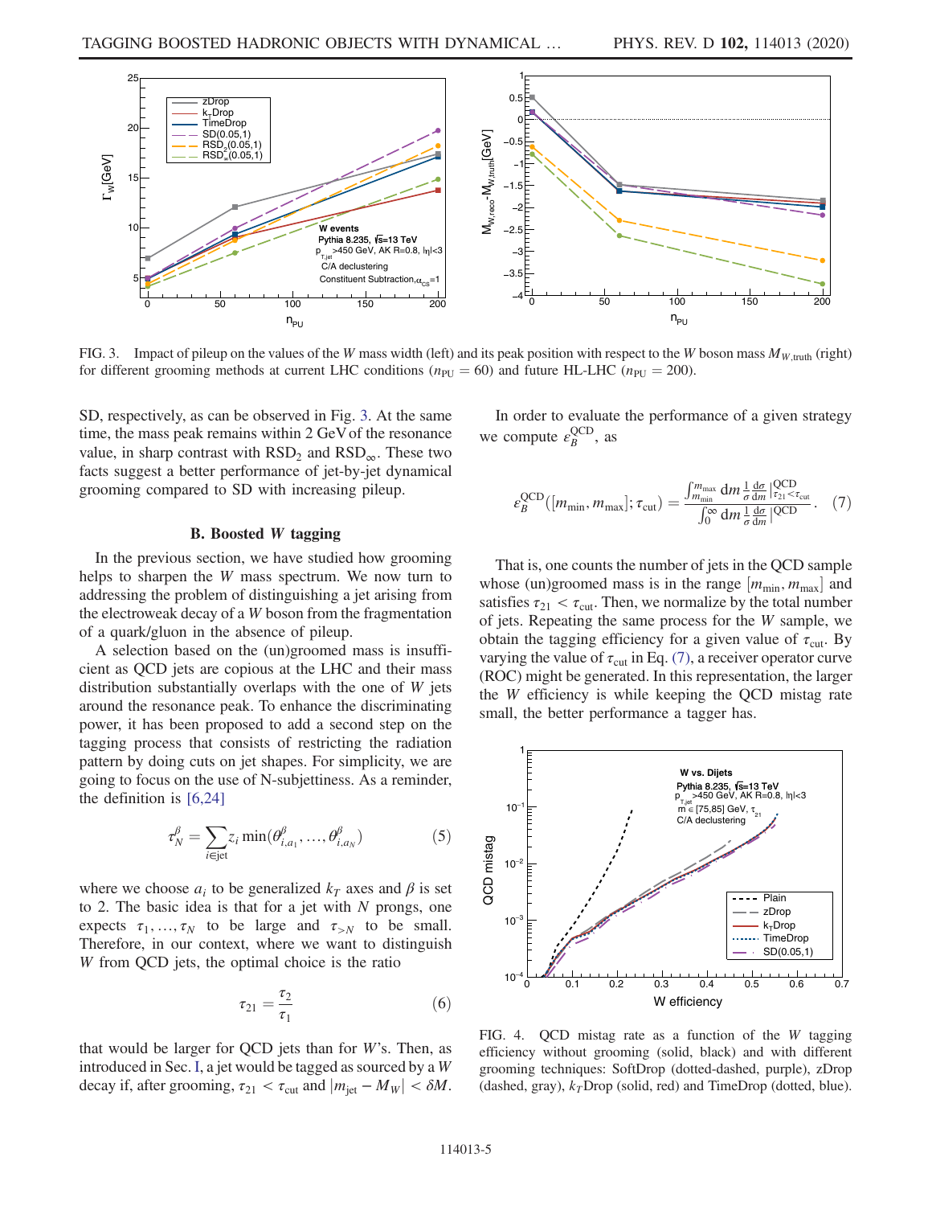zDrop
k$_T$Drop
TimeDrop
SD(0.05,1)
RSD$_2$(0.05,1)
RSD$_\infty$(0.05,1)

W events
Pythia 8.235, $\sqrt{s}$=13 TeV
$p_{T,jet}$>450 GeV, AK R=0.8, |η|<3
C/A declustering
Constituent Subtraction,$\alpha_{cs}$=1

$\Gamma_W$[GeV]
$n_{PU}$
$M_{W,reco}$-$M_{W,truth}$[GeV]

FIG. 3. Impact of pileup on the values of the $W$ mass width (left) and its peak position with respect to the $W$ boson mass $M_{W,\mathrm{truth}}$ (right) for different grooming methods at current LHC conditions ($n_{\mathrm{PU}} = 60$) and future HL-LHC ($n_{\mathrm{PU}} = 200$).

SD, respectively, as can be observed in Fig. 3. At the same time, the mass peak remains within 2 GeV of the resonance value, in sharp contrast with RSD$_2$ and RSD$_\infty$. These two facts suggest a better performance of jet-by-jet dynamical grooming compared to SD with increasing pileup.

### B. Boosted $W$ tagging

In the previous section, we have studied how grooming helps to sharpen the $W$ mass spectrum. We now turn to addressing the problem of distinguishing a jet arising from the electroweak decay of a $W$ boson from the fragmentation of a quark/gluon in the absence of pileup.

A selection based on the (un)groomed mass is insufficient as QCD jets are copious at the LHC and their mass distribution substantially overlaps with the one of $W$ jets around the resonance peak. To enhance the discriminating power, it has been proposed to add a second step on the tagging process that consists of restricting the radiation pattern by doing cuts on jet shapes. For simplicity, we are going to focus on the use of N-subjettiness. As a reminder, the definition is [6,24]

$$\tau_N^\beta = \sum_{i\in \mathrm{jet}} z_i \min(\theta^\beta_{i,a_1}, \ldots, \theta^\beta_{i,a_N}) \tag{5}$$

where we choose $a_i$ to be generalized $k_T$ axes and $\beta$ is set to 2. The basic idea is that for a jet with $N$ prongs, one expects $\tau_1, \ldots, \tau_N$ to be large and $\tau_{>N}$ to be small. Therefore, in our context, where we want to distinguish $W$ from QCD jets, the optimal choice is the ratio

$$\tau_{21} = \frac{\tau_2}{\tau_1} \tag{6}$$

that would be larger for QCD jets than for $W$'s. Then, as introduced in Sec. I, a jet would be tagged as sourced by a $W$ decay if, after grooming, $\tau_{21} < \tau_{\mathrm{cut}}$ and $|m_{\mathrm{jet}} - M_W| < \delta M$.

In order to evaluate the performance of a given strategy we compute $\varepsilon_B^{\mathrm{QCD}}$, as

$$\varepsilon_B^{\mathrm{QCD}}([m_{\min}, m_{\max}]; \tau_{\mathrm{cut}}) = \frac{\int_{m_{\min}}^{m_{\max}} \mathrm{d}m \frac{1}{\sigma}\frac{\mathrm{d}\sigma}{\mathrm{d}m}\big|^{\mathrm{QCD}}_{\tau_{21}<\tau_{\mathrm{cut}}}}{\int_0^\infty \mathrm{d}m \frac{1}{\sigma}\frac{\mathrm{d}\sigma}{\mathrm{d}m}\big|^{\mathrm{QCD}}}. \tag{7}$$

That is, one counts the number of jets in the QCD sample whose (un)groomed mass is in the range $[m_{\min}, m_{\max}]$ and satisfies $\tau_{21} < \tau_{\mathrm{cut}}$. Then, we normalize by the total number of jets. Repeating the same process for the $W$ sample, we obtain the tagging efficiency for a given value of $\tau_{\mathrm{cut}}$. By varying the value of $\tau_{\mathrm{cut}}$ in Eq. (7), a receiver operator curve (ROC) might be generated. In this representation, the larger the $W$ efficiency is while keeping the QCD mistag rate small, the better performance a tagger has.

W vs. Dijets
Pythia 8.235, $\sqrt{s}$=13 TeV
$p_{T,jet}$>450 GeV, AK R=0.8, |η|<3
m ∈ [75,85] GeV, $\tau_{21}$
C/A declustering

Plain
zDrop
k$_T$Drop
TimeDrop
SD(0.05,1)

QCD mistag
W efficiency

FIG. 4. QCD mistag rate as a function of the $W$ tagging efficiency without grooming (solid, black) and with different grooming techniques: SoftDrop (dotted-dashed, purple), zDrop (dashed, gray), $k_T$Drop (solid, red) and TimeDrop (dotted, blue).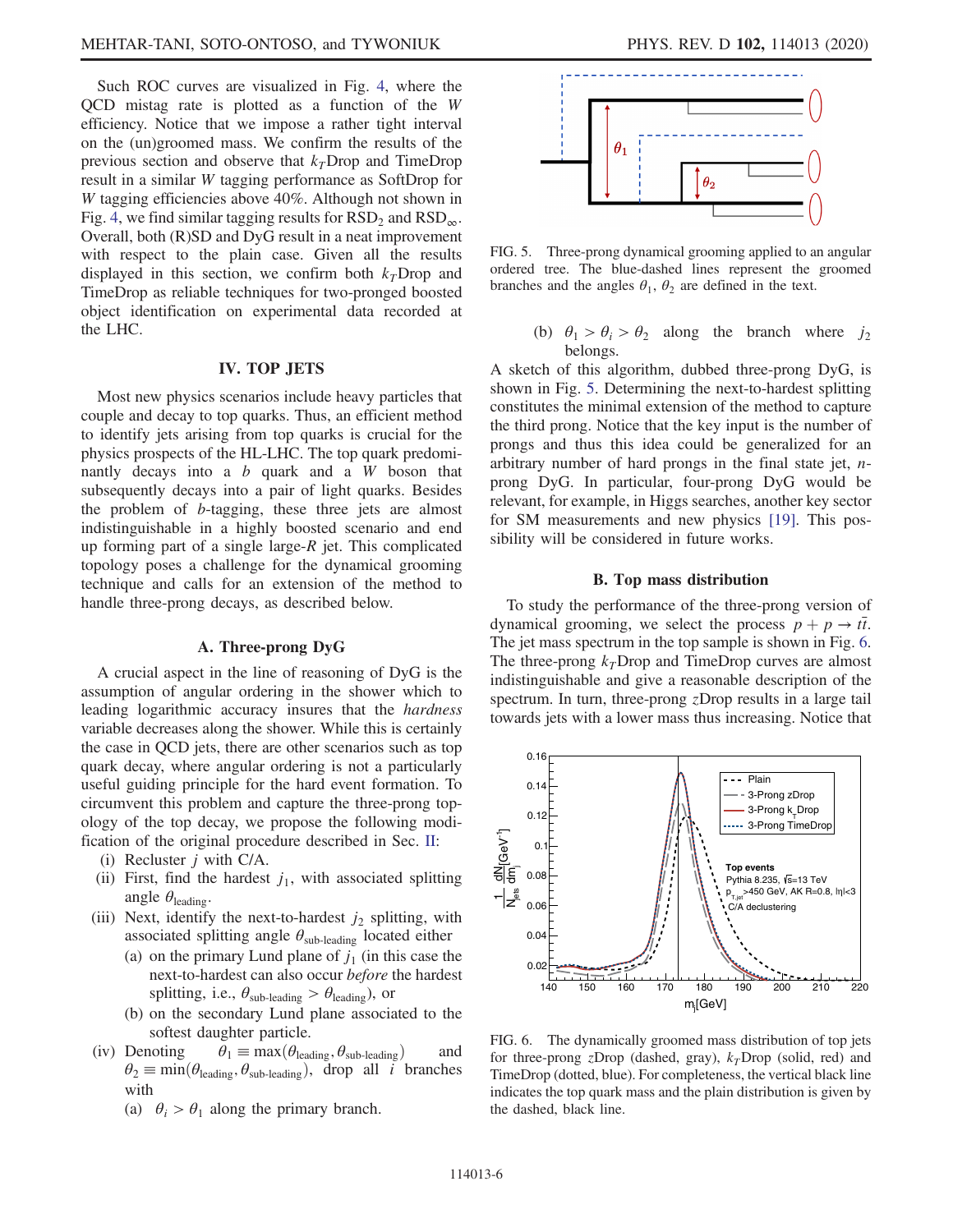Such ROC curves are visualized in Fig. 4, where the QCD mistag rate is plotted as a function of the $W$ efficiency. Notice that we impose a rather tight interval on the (un)groomed mass. We confirm the results of the previous section and observe that $k_T$Drop and TimeDrop result in a similar $W$ tagging performance as SoftDrop for $W$ tagging efficiencies above 40%. Although not shown in Fig. 4, we find similar tagging results for $\mathrm{RSD}_2$ and $\mathrm{RSD}_\infty$. Overall, both (R)SD and DyG result in a neat improvement with respect to the plain case. Given all the results displayed in this section, we confirm both $k_T$Drop and TimeDrop as reliable techniques for two-pronged boosted object identification on experimental data recorded at the LHC.

## IV. TOP JETS

Most new physics scenarios include heavy particles that couple and decay to top quarks. Thus, an efficient method to identify jets arising from top quarks is crucial for the physics prospects of the HL-LHC. The top quark predominantly decays into a $b$ quark and a $W$ boson that subsequently decays into a pair of light quarks. Besides the problem of $b$-tagging, these three jets are almost indistinguishable in a highly boosted scenario and end up forming part of a single large-$R$ jet. This complicated topology poses a challenge for the dynamical grooming technique and calls for an extension of the method to handle three-prong decays, as described below.

### A. Three-prong DyG

A crucial aspect in the line of reasoning of DyG is the assumption of angular ordering in the shower which to leading logarithmic accuracy insures that the *hardness* variable decreases along the shower. While this is certainly the case in QCD jets, there are other scenarios such as top quark decay, where angular ordering is not a particularly useful guiding principle for the hard event formation. To circumvent this problem and capture the three-prong topology of the top decay, we propose the following modification of the original procedure described in Sec. II:

(i) Recluster $j$ with C/A.

(ii) First, find the hardest $j_1$, with associated splitting angle $\theta_{\mathrm{leading}}$.

(iii) Next, identify the next-to-hardest $j_2$ splitting, with associated splitting angle $\theta_{\mathrm{sub\text{-}leading}}$ located either

  (a) on the primary Lund plane of $j_1$ (in this case the next-to-hardest can also occur *before* the hardest splitting, i.e., $\theta_{\mathrm{sub\text{-}leading}} > \theta_{\mathrm{leading}}$), or

  (b) on the secondary Lund plane associated to the softest daughter particle.

(iv) Denoting $\theta_1 \equiv \max(\theta_{\mathrm{leading}}, \theta_{\mathrm{sub\text{-}leading}})$ and $\theta_2 \equiv \min(\theta_{\mathrm{leading}}, \theta_{\mathrm{sub\text{-}leading}})$, drop all $i$ branches with

  (a) $\theta_i > \theta_1$ along the primary branch.

  (b) $\theta_1 > \theta_i > \theta_2$ along the branch where $j_2$ belongs.

FIG. 5. Three-prong dynamical grooming applied to an angular ordered tree. The blue-dashed lines represent the groomed branches and the angles $\theta_1$, $\theta_2$ are defined in the text.

A sketch of this algorithm, dubbed three-prong DyG, is shown in Fig. 5. Determining the next-to-hardest splitting constitutes the minimal extension of the method to capture the third prong. Notice that the key input is the number of prongs and thus this idea could be generalized for an arbitrary number of hard prongs in the final state jet, $n$-prong DyG. In particular, four-prong DyG would be relevant, for example, in Higgs searches, another key sector for SM measurements and new physics [19]. This possibility will be considered in future works.

### B. Top mass distribution

To study the performance of the three-prong version of dynamical grooming, we select the process $p + p \to t\bar{t}$. The jet mass spectrum in the top sample is shown in Fig. 6. The three-prong $k_T$Drop and TimeDrop curves are almost indistinguishable and give a reasonable description of the spectrum. In turn, three-prong $z$Drop results in a large tail towards jets with a lower mass thus increasing. Notice that

Plain
3-Prong zDrop
3-Prong k$_T$Drop
3-Prong TimeDrop
Top events
Pythia 8.235, √s=13 TeV
p$_{T,jet}$>450 GeV, AK R=0.8, |η|<3
C/A declustering
$\frac{1}{N_{jets}}\frac{dN}{dm_j}$[GeV$^{-1}$]
m$_j$[GeV]

FIG. 6. The dynamically groomed mass distribution of top jets for three-prong $z$Drop (dashed, gray), $k_T$Drop (solid, red) and TimeDrop (dotted, blue). For completeness, the vertical black line indicates the top quark mass and the plain distribution is given by the dashed, black line.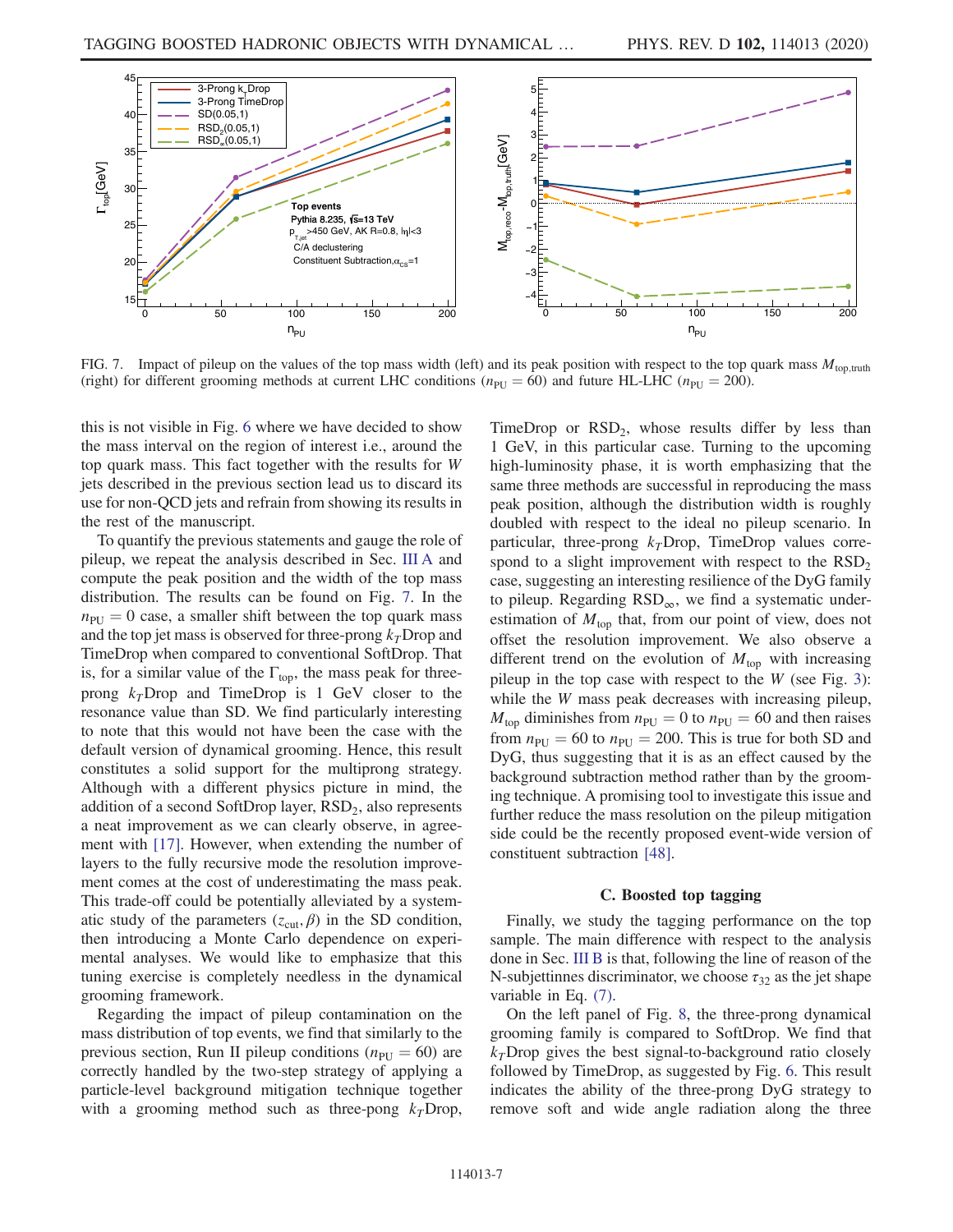45

40

35

30

25

20

15

$\Gamma_{top}$[GeV]

0 50 100 150 200

$n_{PU}$

3-Prong $k_t$Drop

3-Prong TimeDrop

SD(0.05,1)

RSD$_2$(0.05,1)

RSD$_\infty$(0.05,1)

Top events

Pythia 8.235, $\sqrt{s}$=13 TeV

$p_{T,jet}$>450 GeV, AK R=0.8, |η|<3

C/A declustering

Constituent Subtraction,$\alpha_{cs}$=1

5 4 3 2 1 0 −1 −2 −3 −4

$M_{top,reco}$-$M_{top,truth}$[GeV]

0 50 100 150 200

$n_{PU}$

FIG. 7. Impact of pileup on the values of the top mass width (left) and its peak position with respect to the top quark mass $M_{\mathrm{top,truth}}$ (right) for different grooming methods at current LHC conditions ($n_{\mathrm{PU}} = 60$) and future HL-LHC ($n_{\mathrm{PU}} = 200$).

this is not visible in Fig. 6 where we have decided to show the mass interval on the region of interest i.e., around the top quark mass. This fact together with the results for $W$ jets described in the previous section lead us to discard its use for non-QCD jets and refrain from showing its results in the rest of the manuscript.

To quantify the previous statements and gauge the role of pileup, we repeat the analysis described in Sec. III A and compute the peak position and the width of the top mass distribution. The results can be found on Fig. 7. In the $n_{\mathrm{PU}} = 0$ case, a smaller shift between the top quark mass and the top jet mass is observed for three-prong $k_T$Drop and TimeDrop when compared to conventional SoftDrop. That is, for a similar value of the $\Gamma_{\mathrm{top}}$, the mass peak for three-prong $k_T$Drop and TimeDrop is 1 GeV closer to the resonance value than SD. We find particularly interesting to note that this would not have been the case with the default version of dynamical grooming. Hence, this result constitutes a solid support for the multiprong strategy. Although with a different physics picture in mind, the addition of a second SoftDrop layer, $\mathrm{RSD}_2$, also represents a neat improvement as we can clearly observe, in agreement with [17]. However, when extending the number of layers to the fully recursive mode the resolution improvement comes at the cost of underestimating the mass peak. This trade-off could be potentially alleviated by a systematic study of the parameters $(z_{\mathrm{cut}}, \beta)$ in the SD condition, then introducing a Monte Carlo dependence on experimental analyses. We would like to emphasize that this tuning exercise is completely needless in the dynamical grooming framework.

Regarding the impact of pileup contamination on the mass distribution of top events, we find that similarly to the previous section, Run II pileup conditions ($n_{\mathrm{PU}} = 60$) are correctly handled by the two-step strategy of applying a particle-level background mitigation technique together with a grooming method such as three-pong $k_T$Drop, TimeDrop or $\mathrm{RSD}_2$, whose results differ by less than 1 GeV, in this particular case. Turning to the upcoming high-luminosity phase, it is worth emphasizing that the same three methods are successful in reproducing the mass peak position, although the distribution width is roughly doubled with respect to the ideal no pileup scenario. In particular, three-prong $k_T$Drop, TimeDrop values correspond to a slight improvement with respect to the $\mathrm{RSD}_2$ case, suggesting an interesting resilience of the DyG family to pileup. Regarding $\mathrm{RSD}_\infty$, we find a systematic underestimation of $M_{\mathrm{top}}$ that, from our point of view, does not offset the resolution improvement. We also observe a different trend on the evolution of $M_{\mathrm{top}}$ with increasing pileup in the top case with respect to the $W$ (see Fig. 3): while the $W$ mass peak decreases with increasing pileup, $M_{\mathrm{top}}$ diminishes from $n_{\mathrm{PU}} = 0$ to $n_{\mathrm{PU}} = 60$ and then raises from $n_{\mathrm{PU}} = 60$ to $n_{\mathrm{PU}} = 200$. This is true for both SD and DyG, thus suggesting that it is as an effect caused by the background subtraction method rather than by the grooming technique. A promising tool to investigate this issue and further reduce the mass resolution on the pileup mitigation side could be the recently proposed event-wide version of constituent subtraction [48].

### C. Boosted top tagging

Finally, we study the tagging performance on the top sample. The main difference with respect to the analysis done in Sec. III B is that, following the line of reason of the N-subjettinnes discriminator, we choose $\tau_{32}$ as the jet shape variable in Eq. (7).

On the left panel of Fig. 8, the three-prong dynamical grooming family is compared to SoftDrop. We find that $k_T$Drop gives the best signal-to-background ratio closely followed by TimeDrop, as suggested by Fig. 6. This result indicates the ability of the three-prong DyG strategy to remove soft and wide angle radiation along the three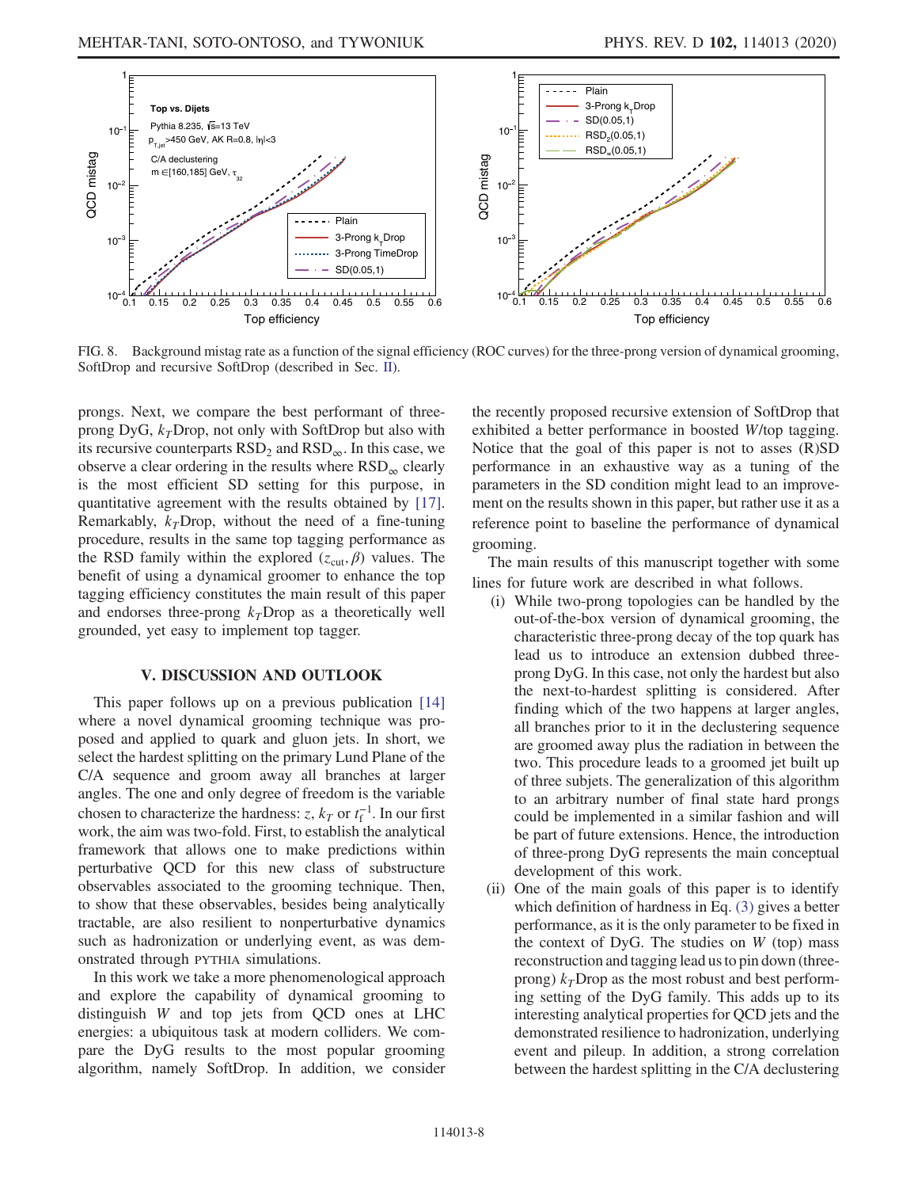Top vs. Dijets

Pythia 8.235, $\sqrt{s}$=13 TeV

$p_{T,jet}$>450 GeV, AK R=0.8, |η|<3

C/A declustering

m ∈[160,185] GeV, $\tau_{32}$

QCD mistag

Top efficiency

Plain

3-Prong $k_T$Drop

3-Prong TimeDrop

SD(0.05,1)

Plain

3-Prong $k_T$Drop

SD(0.05,1)

$RSD_2$(0.05,1)

$RSD_\infty$(0.05,1)

FIG. 8. Background mistag rate as a function of the signal efficiency (ROC curves) for the three-prong version of dynamical grooming, SoftDrop and recursive SoftDrop (described in Sec. II).

prongs. Next, we compare the best performant of three-prong DyG, $k_T$Drop, not only with SoftDrop but also with its recursive counterparts $RSD_2$ and $RSD_\infty$. In this case, we observe a clear ordering in the results where $RSD_\infty$ clearly is the most efficient SD setting for this purpose, in quantitative agreement with the results obtained by [17]. Remarkably, $k_T$Drop, without the need of a fine-tuning procedure, results in the same top tagging performance as the RSD family within the explored $(z_{cut}, \beta)$ values. The benefit of using a dynamical groomer to enhance the top tagging efficiency constitutes the main result of this paper and endorses three-prong $k_T$Drop as a theoretically well grounded, yet easy to implement top tagger.

## V. DISCUSSION AND OUTLOOK

This paper follows up on a previous publication [14] where a novel dynamical grooming technique was proposed and applied to quark and gluon jets. In short, we select the hardest splitting on the primary Lund Plane of the C/A sequence and groom away all branches at larger angles. The one and only degree of freedom is the variable chosen to characterize the hardness: $z$, $k_T$ or $t_f^{-1}$. In our first work, the aim was two-fold. First, to establish the analytical framework that allows one to make predictions within perturbative QCD for this new class of substructure observables associated to the grooming technique. Then, to show that these observables, besides being analytically tractable, are also resilient to nonperturbative dynamics such as hadronization or underlying event, as was demonstrated through PYTHIA simulations.

In this work we take a more phenomenological approach and explore the capability of dynamical grooming to distinguish $W$ and top jets from QCD ones at LHC energies: a ubiquitous task at modern colliders. We compare the DyG results to the most popular grooming algorithm, namely SoftDrop. In addition, we consider the recently proposed recursive extension of SoftDrop that exhibited a better performance in boosted $W$/top tagging. Notice that the goal of this paper is not to asses (R)SD performance in an exhaustive way as a tuning of the parameters in the SD condition might lead to an improvement on the results shown in this paper, but rather use it as a reference point to baseline the performance of dynamical grooming.

The main results of this manuscript together with some lines for future work are described in what follows.

(i) While two-prong topologies can be handled by the out-of-the-box version of dynamical grooming, the characteristic three-prong decay of the top quark has lead us to introduce an extension dubbed three-prong DyG. In this case, not only the hardest but also the next-to-hardest splitting is considered. After finding which of the two happens at larger angles, all branches prior to it in the declustering sequence are groomed away plus the radiation in between the two. This procedure leads to a groomed jet built up of three subjets. The generalization of this algorithm to an arbitrary number of final state hard prongs could be implemented in a similar fashion and will be part of future extensions. Hence, the introduction of three-prong DyG represents the main conceptual development of this work.

(ii) One of the main goals of this paper is to identify which definition of hardness in Eq. (3) gives a better performance, as it is the only parameter to be fixed in the context of DyG. The studies on $W$ (top) mass reconstruction and tagging lead us to pin down (three-prong) $k_T$Drop as the most robust and best performing setting of the DyG family. This adds up to its interesting analytical properties for QCD jets and the demonstrated resilience to hadronization, underlying event and pileup. In addition, a strong correlation between the hardest splitting in the C/A declustering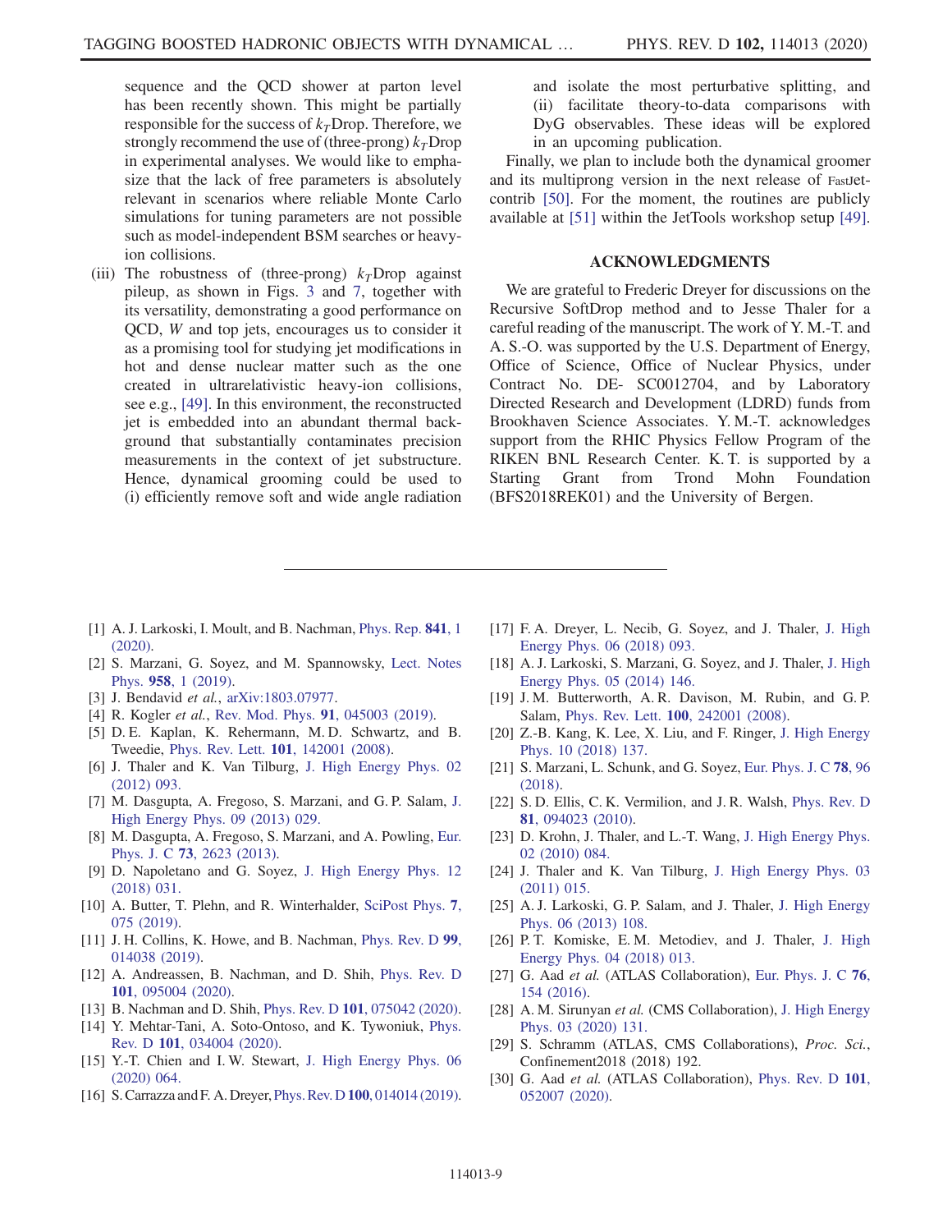sequence and the QCD shower at parton level has been recently shown. This might be partially responsible for the success of $k_T$Drop. Therefore, we strongly recommend the use of (three-prong) $k_T$Drop in experimental analyses. We would like to emphasize that the lack of free parameters is absolutely relevant in scenarios where reliable Monte Carlo simulations for tuning parameters are not possible such as model-independent BSM searches or heavy-ion collisions.

(iii) The robustness of (three-prong) $k_T$Drop against pileup, as shown in Figs. 3 and 7, together with its versatility, demonstrating a good performance on QCD, $W$ and top jets, encourages us to consider it as a promising tool for studying jet modifications in hot and dense nuclear matter such as the one created in ultrarelativistic heavy-ion collisions, see e.g., [49]. In this environment, the reconstructed jet is embedded into an abundant thermal background that substantially contaminates precision measurements in the context of jet substructure. Hence, dynamical grooming could be used to (i) efficiently remove soft and wide angle radiation and isolate the most perturbative splitting, and (ii) facilitate theory-to-data comparisons with DyG observables. These ideas will be explored in an upcoming publication.

Finally, we plan to include both the dynamical groomer and its multiprong version in the next release of FastJet-contrib [50]. For the moment, the routines are publicly available at [51] within the JetTools workshop setup [49].

## ACKNOWLEDGMENTS

We are grateful to Frederic Dreyer for discussions on the Recursive SoftDrop method and to Jesse Thaler for a careful reading of the manuscript. The work of Y. M.-T. and A. S.-O. was supported by the U.S. Department of Energy, Office of Science, Office of Nuclear Physics, under Contract No. DE- SC0012704, and by Laboratory Directed Research and Development (LDRD) funds from Brookhaven Science Associates. Y. M.-T. acknowledges support from the RHIC Physics Fellow Program of the RIKEN BNL Research Center. K. T. is supported by a Starting Grant from Trond Mohn Foundation (BFS2018REK01) and the University of Bergen.

---

[1] A. J. Larkoski, I. Moult, and B. Nachman, Phys. Rep. **841**, 1 (2020).

[2] S. Marzani, G. Soyez, and M. Spannowsky, Lect. Notes Phys. **958**, 1 (2019).

[3] J. Bendavid *et al.*, arXiv:1803.07977.

[4] R. Kogler *et al.*, Rev. Mod. Phys. **91**, 045003 (2019).

[5] D. E. Kaplan, K. Rehermann, M. D. Schwartz, and B. Tweedie, Phys. Rev. Lett. **101**, 142001 (2008).

[6] J. Thaler and K. Van Tilburg, J. High Energy Phys. 02 (2012) 093.

[7] M. Dasgupta, A. Fregoso, S. Marzani, and G. P. Salam, J. High Energy Phys. 09 (2013) 029.

[8] M. Dasgupta, A. Fregoso, S. Marzani, and A. Powling, Eur. Phys. J. C **73**, 2623 (2013).

[9] D. Napoletano and G. Soyez, J. High Energy Phys. 12 (2018) 031.

[10] A. Butter, T. Plehn, and R. Winterhalder, SciPost Phys. **7**, 075 (2019).

[11] J. H. Collins, K. Howe, and B. Nachman, Phys. Rev. D **99**, 014038 (2019).

[12] A. Andreassen, B. Nachman, and D. Shih, Phys. Rev. D **101**, 095004 (2020).

[13] B. Nachman and D. Shih, Phys. Rev. D **101**, 075042 (2020).

[14] Y. Mehtar-Tani, A. Soto-Ontoso, and K. Tywoniuk, Phys. Rev. D **101**, 034004 (2020).

[15] Y.-T. Chien and I. W. Stewart, J. High Energy Phys. 06 (2020) 064.

[16] S. Carrazza and F. A. Dreyer, Phys. Rev. D **100**, 014014 (2019).

[17] F. A. Dreyer, L. Necib, G. Soyez, and J. Thaler, J. High Energy Phys. 06 (2018) 093.

[18] A. J. Larkoski, S. Marzani, G. Soyez, and J. Thaler, J. High Energy Phys. 05 (2014) 146.

[19] J. M. Butterworth, A. R. Davison, M. Rubin, and G. P. Salam, Phys. Rev. Lett. **100**, 242001 (2008).

[20] Z.-B. Kang, K. Lee, X. Liu, and F. Ringer, J. High Energy Phys. 10 (2018) 137.

[21] S. Marzani, L. Schunk, and G. Soyez, Eur. Phys. J. C **78**, 96 (2018).

[22] S. D. Ellis, C. K. Vermilion, and J. R. Walsh, Phys. Rev. D **81**, 094023 (2010).

[23] D. Krohn, J. Thaler, and L.-T. Wang, J. High Energy Phys. 02 (2010) 084.

[24] J. Thaler and K. Van Tilburg, J. High Energy Phys. 03 (2011) 015.

[25] A. J. Larkoski, G. P. Salam, and J. Thaler, J. High Energy Phys. 06 (2013) 108.

[26] P. T. Komiske, E. M. Metodiev, and J. Thaler, J. High Energy Phys. 04 (2018) 013.

[27] G. Aad *et al.* (ATLAS Collaboration), Eur. Phys. J. C **76**, 154 (2016).

[28] A. M. Sirunyan *et al.* (CMS Collaboration), J. High Energy Phys. 03 (2020) 131.

[29] S. Schramm (ATLAS, CMS Collaborations), *Proc. Sci.*, Confinement2018 (2018) 192.

[30] G. Aad *et al.* (ATLAS Collaboration), Phys. Rev. D **101**, 052007 (2020).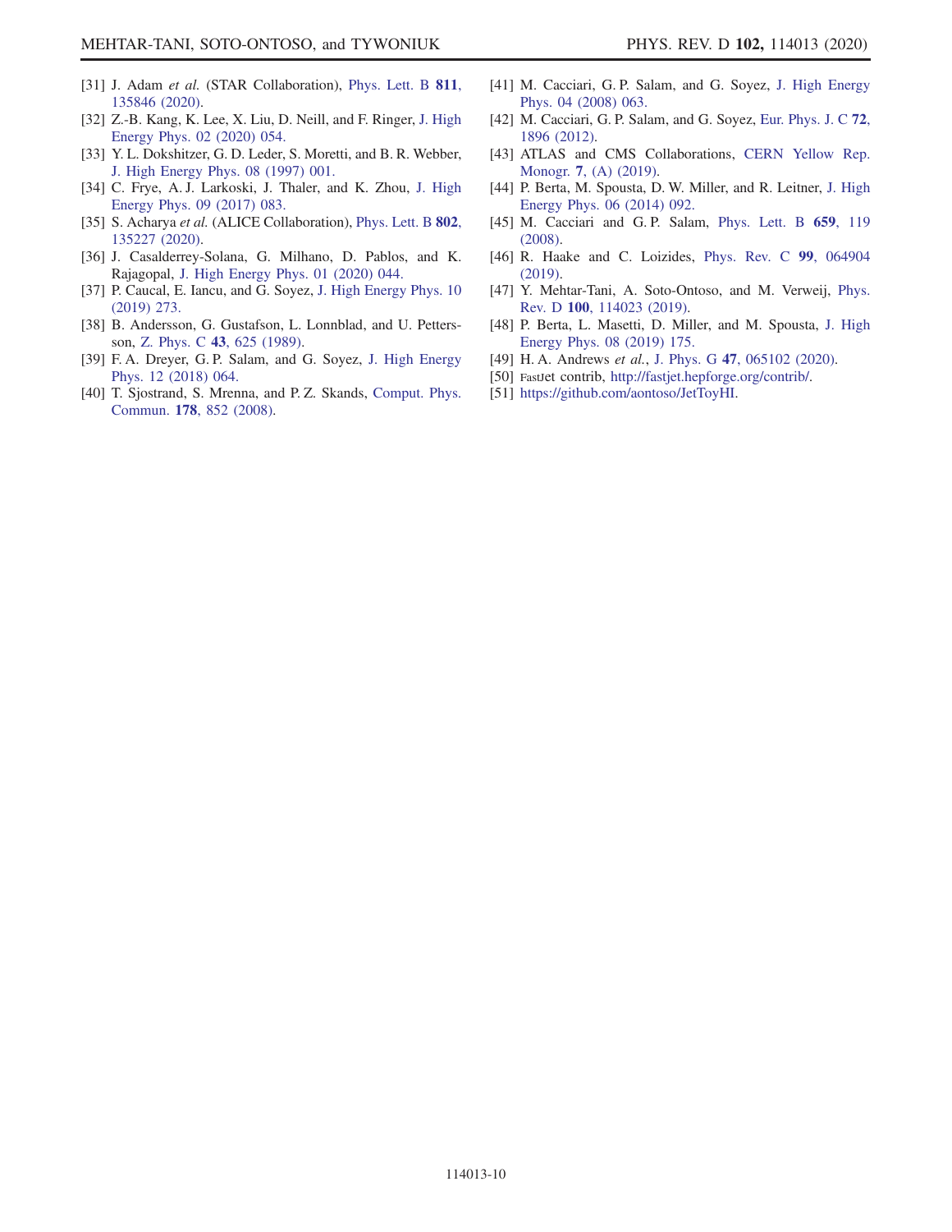[31] J. Adam *et al.* (STAR Collaboration), Phys. Lett. B **811**, 135846 (2020).
[32] Z.-B. Kang, K. Lee, X. Liu, D. Neill, and F. Ringer, J. High Energy Phys. 02 (2020) 054.
[33] Y. L. Dokshitzer, G. D. Leder, S. Moretti, and B. R. Webber, J. High Energy Phys. 08 (1997) 001.
[34] C. Frye, A. J. Larkoski, J. Thaler, and K. Zhou, J. High Energy Phys. 09 (2017) 083.
[35] S. Acharya *et al.* (ALICE Collaboration), Phys. Lett. B **802**, 135227 (2020).
[36] J. Casalderrey-Solana, G. Milhano, D. Pablos, and K. Rajagopal, J. High Energy Phys. 01 (2020) 044.
[37] P. Caucal, E. Iancu, and G. Soyez, J. High Energy Phys. 10 (2019) 273.
[38] B. Andersson, G. Gustafson, L. Lonnblad, and U. Pettersson, Z. Phys. C **43**, 625 (1989).
[39] F. A. Dreyer, G. P. Salam, and G. Soyez, J. High Energy Phys. 12 (2018) 064.
[40] T. Sjostrand, S. Mrenna, and P. Z. Skands, Comput. Phys. Commun. **178**, 852 (2008).
[41] M. Cacciari, G. P. Salam, and G. Soyez, J. High Energy Phys. 04 (2008) 063.
[42] M. Cacciari, G. P. Salam, and G. Soyez, Eur. Phys. J. C **72**, 1896 (2012).
[43] ATLAS and CMS Collaborations, CERN Yellow Rep. Monogr. **7**, (A) (2019).
[44] P. Berta, M. Spousta, D. W. Miller, and R. Leitner, J. High Energy Phys. 06 (2014) 092.
[45] M. Cacciari and G. P. Salam, Phys. Lett. B **659**, 119 (2008).
[46] R. Haake and C. Loizides, Phys. Rev. C **99**, 064904 (2019).
[47] Y. Mehtar-Tani, A. Soto-Ontoso, and M. Verweij, Phys. Rev. D **100**, 114023 (2019).
[48] P. Berta, L. Masetti, D. Miller, and M. Spousta, J. High Energy Phys. 08 (2019) 175.
[49] H. A. Andrews *et al.*, J. Phys. G **47**, 065102 (2020).
[50] FastJet contrib, http://fastjet.hepforge.org/contrib/.
[51] https://github.com/aontoso/JetToyHI.